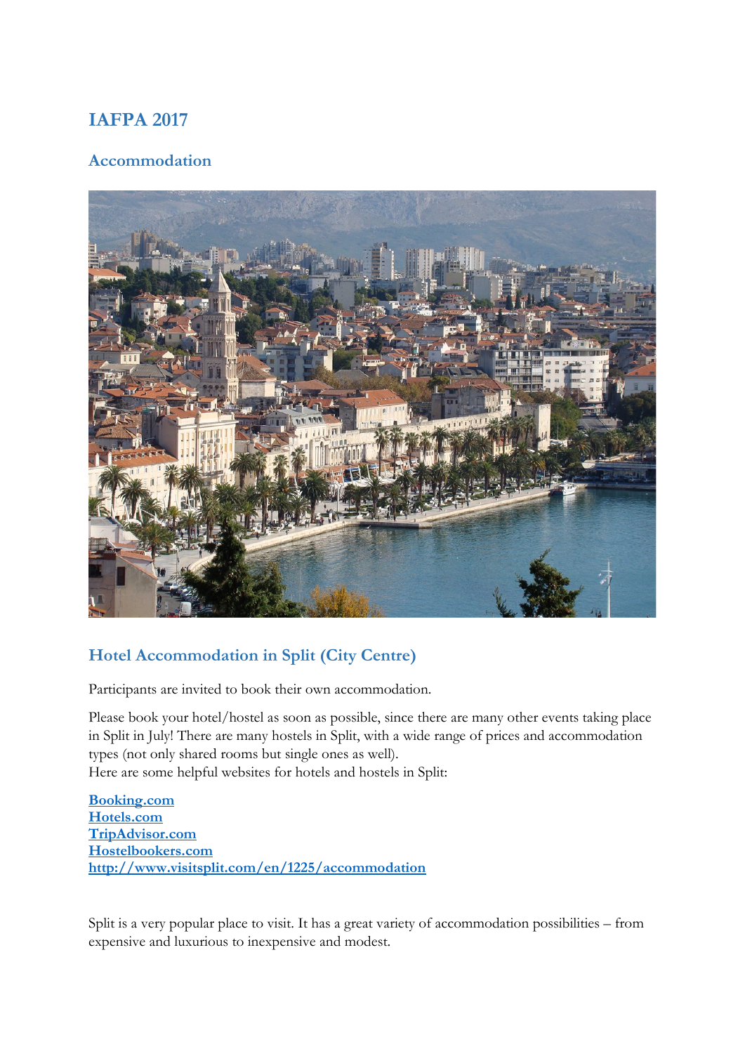# IAFPA 2017

## Accommodation

## Hotel Accommodation in Split (City Centre)

Participants are invited to book their own accommodation.

Please book your hotel/hostel as soon as possible, since there are many other events taking place in Split in July! There are many hostels in Split, with a wide range of prices and accommodation types (not only shared rooms but single ones as well).
Here are some helpful websites for hotels and hostels in Split:

**Booking.com**
**Hotels.com**
**TripAdvisor.com**
**Hostelbookers.com**
**http://www.visitsplit.com/en/1225/accommodation**

Split is a very popular place to visit. It has a great variety of accommodation possibilities – from expensive and luxurious to inexpensive and modest.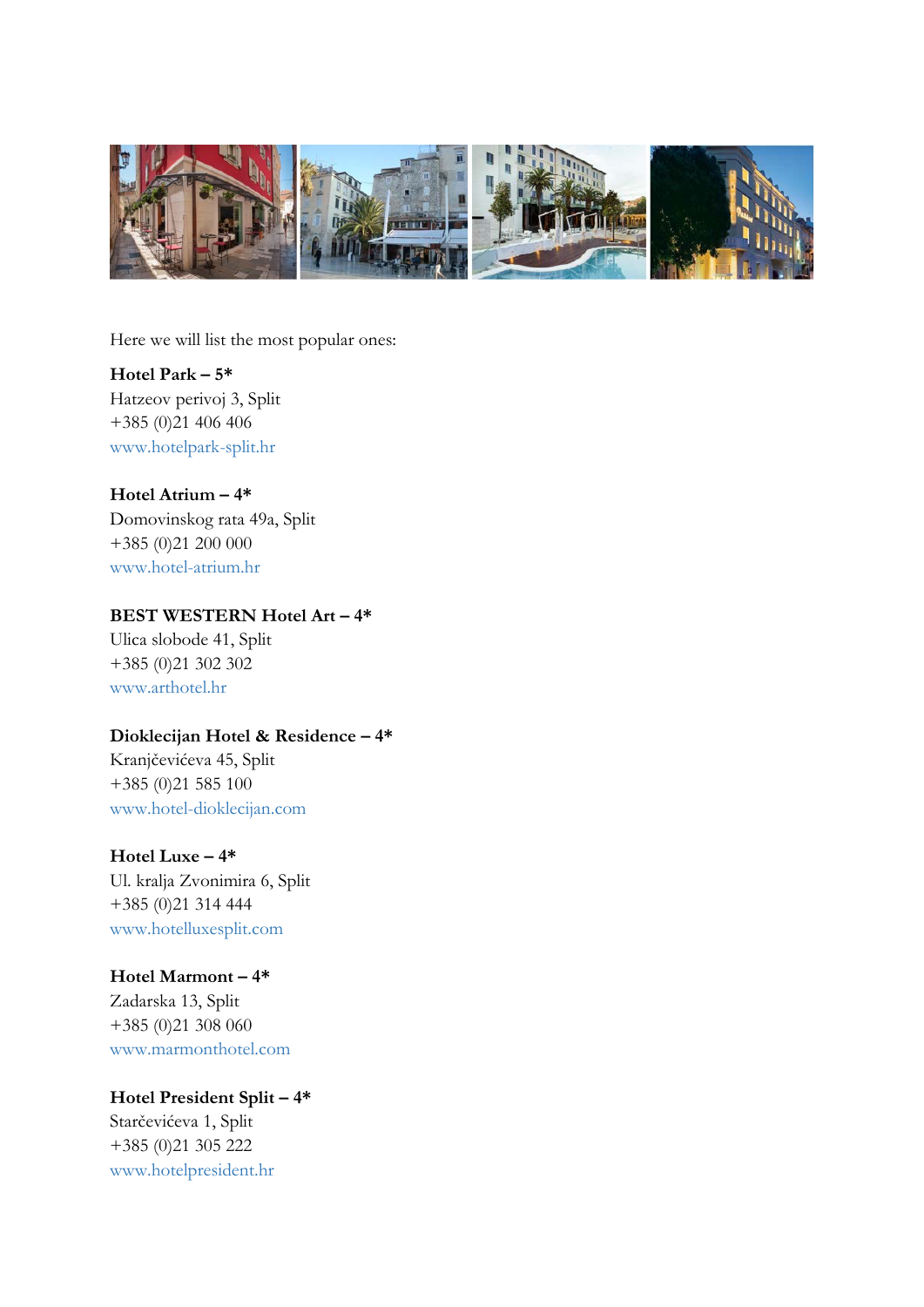Here we will list the most popular ones:

**Hotel Park – 5***
Hatzeov perivoj 3, Split
+385 (0)21 406 406
www.hotelpark-split.hr

**Hotel Atrium – 4***
Domovinskog rata 49a, Split
+385 (0)21 200 000
www.hotel-atrium.hr

**BEST WESTERN Hotel Art – 4***
Ulica slobode 41, Split
+385 (0)21 302 302
www.arthotel.hr

**Dioklecijan Hotel & Residence – 4***
Kranjčevićeva 45, Split
+385 (0)21 585 100
www.hotel-dioklecijan.com

**Hotel Luxe – 4***
Ul. kralja Zvonimira 6, Split
+385 (0)21 314 444
www.hotelluxesplit.com

**Hotel Marmont – 4***
Zadarska 13, Split
+385 (0)21 308 060
www.marmonthotel.com

**Hotel President Split – 4***
Starčevićeva 1, Split
+385 (0)21 305 222
www.hotelpresident.hr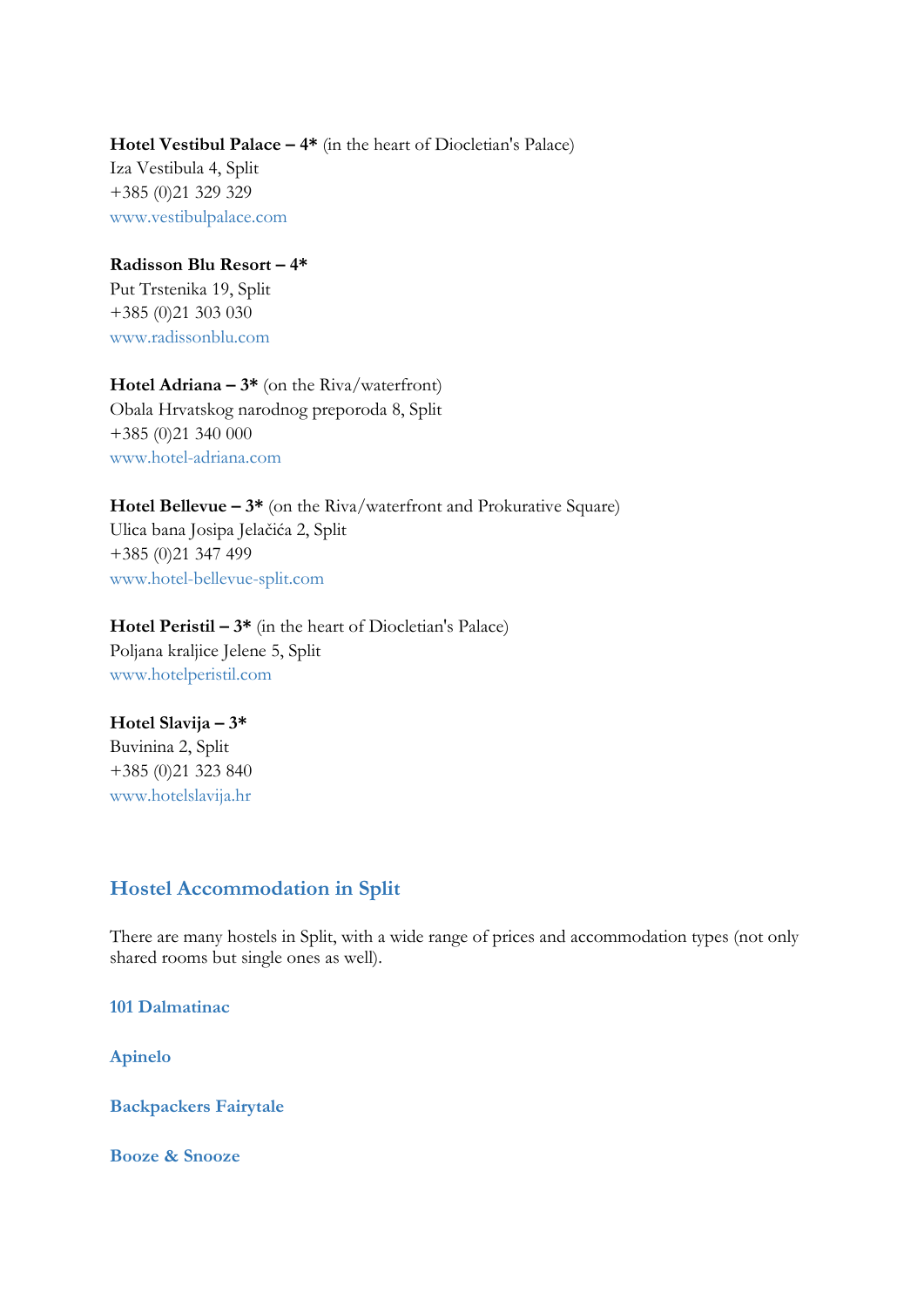**Hotel Vestibul Palace – 4*** (in the heart of Diocletian's Palace)
Iza Vestibula 4, Split
+385 (0)21 329 329
www.vestibulpalace.com

**Radisson Blu Resort – 4***
Put Trstenika 19, Split
+385 (0)21 303 030
www.radissonblu.com

**Hotel Adriana – 3*** (on the Riva/waterfront)
Obala Hrvatskog narodnog preporoda 8, Split
+385 (0)21 340 000
www.hotel-adriana.com

**Hotel Bellevue – 3*** (on the Riva/waterfront and Prokurative Square)
Ulica bana Josipa Jelačića 2, Split
+385 (0)21 347 499
www.hotel-bellevue-split.com

**Hotel Peristil – 3*** (in the heart of Diocletian's Palace)
Poljana kraljice Jelene 5, Split
www.hotelperistil.com

**Hotel Slavija – 3***
Buvinina 2, Split
+385 (0)21 323 840
www.hotelslavija.hr

## Hostel Accommodation in Split

There are many hostels in Split, with a wide range of prices and accommodation types (not only shared rooms but single ones as well).

**101 Dalmatinac**

**Apinelo**

**Backpackers Fairytale**

**Booze & Snooze**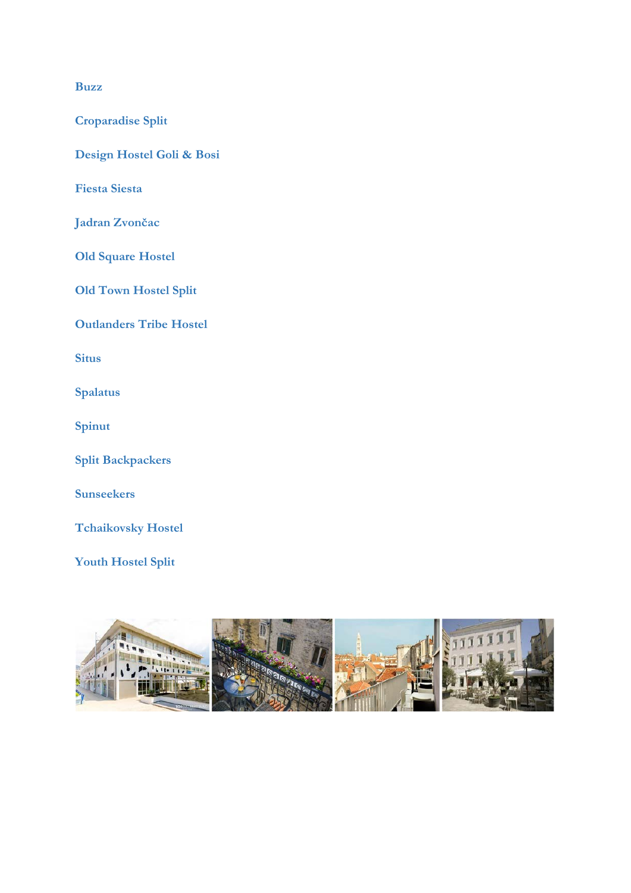Buzz

Croparadise Split

Design Hostel Goli & Bosi

Fiesta Siesta

Jadran Zvončac

Old Square Hostel

Old Town Hostel Split

Outlanders Tribe Hostel

Situs

Spalatus

Spinut

Split Backpackers

Sunseekers

Tchaikovsky Hostel

Youth Hostel Split